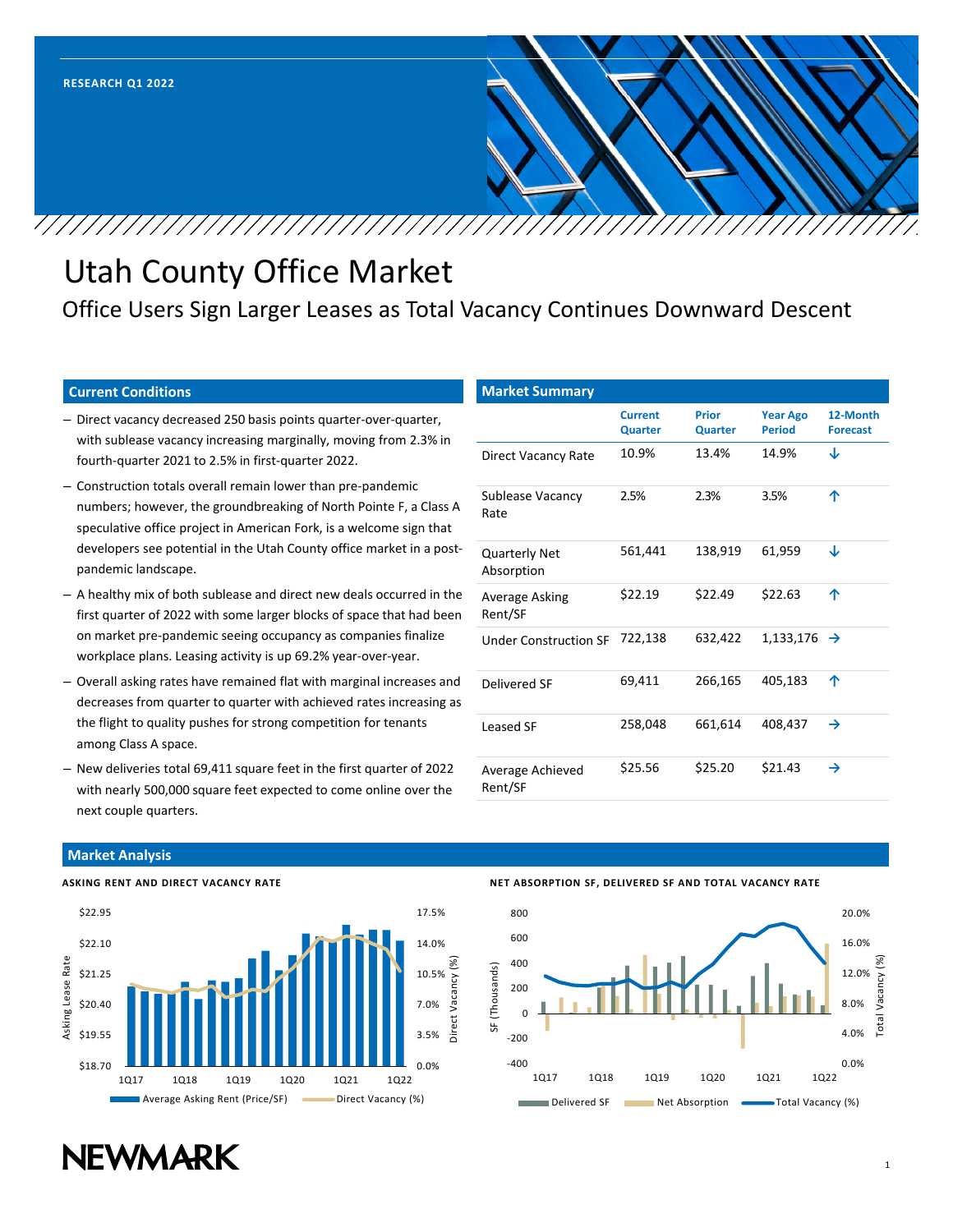RESEARCH Q1 2022

# Utah County Office Market

## Office Users Sign Larger Leases as Total Vacancy Continues Downward Descent

### Current Conditions

- Direct vacancy decreased 250 basis points quarter-over-quarter, with sublease vacancy increasing marginally, moving from 2.3% in fourth-quarter 2021 to 2.5% in first-quarter 2022.
- Construction totals overall remain lower than pre-pandemic numbers; however, the groundbreaking of North Pointe F, a Class A speculative office project in American Fork, is a welcome sign that developers see potential in the Utah County office market in a post-pandemic landscape.
- A healthy mix of both sublease and direct new deals occurred in the first quarter of 2022 with some larger blocks of space that had been on market pre-pandemic seeing occupancy as companies finalize workplace plans. Leasing activity is up 69.2% year-over-year.
- Overall asking rates have remained flat with marginal increases and decreases from quarter to quarter with achieved rates increasing as the flight to quality pushes for strong competition for tenants among Class A space.
- New deliveries total 69,411 square feet in the first quarter of 2022 with nearly 500,000 square feet expected to come online over the next couple quarters.

### Market Summary

| | Current Quarter | Prior Quarter | Year Ago Period | 12-Month Forecast |
|---|---|---|---|---|
| Direct Vacancy Rate | 10.9% | 13.4% | 14.9% | ↓ |
| Sublease Vacancy Rate | 2.5% | 2.3% | 3.5% | ↑ |
| Quarterly Net Absorption | 561,441 | 138,919 | 61,959 | ↓ |
| Average Asking Rent/SF | $22.19 | $22.49 | $22.63 | ↑ |
| Under Construction SF | 722,138 | 632,422 | 1,133,176 | → |
| Delivered SF | 69,411 | 266,165 | 405,183 | ↑ |
| Leased SF | 258,048 | 661,614 | 408,437 | → |
| Average Achieved Rent/SF | $25.56 | $25.20 | $21.43 | → |

### Market Analysis

**ASKING RENT AND DIRECT VACANCY RATE**

Asking Lease Rate: $22.95, $22.10, $21.25, $20.40, $19.55, $18.70
Direct Vacancy (%): 17.5%, 14.0%, 10.5%, 7.0%, 3.5%, 0.0%
1Q17, 1Q18, 1Q19, 1Q20, 1Q21, 1Q22
Average Asking Rent (Price/SF) | Direct Vacancy (%)

**NET ABSORPTION SF, DELIVERED SF AND TOTAL VACANCY RATE**

SF (Thousands): 800, 600, 400, 200, 0, -200, -400
Total Vacancy (%): 20.0%, 16.0%, 12.0%, 8.0%, 4.0%, 0.0%
1Q17, 1Q18, 1Q19, 1Q20, 1Q21, 1Q22
Delivered SF | Net Absorption | Total Vacancy (%)

NEWMARK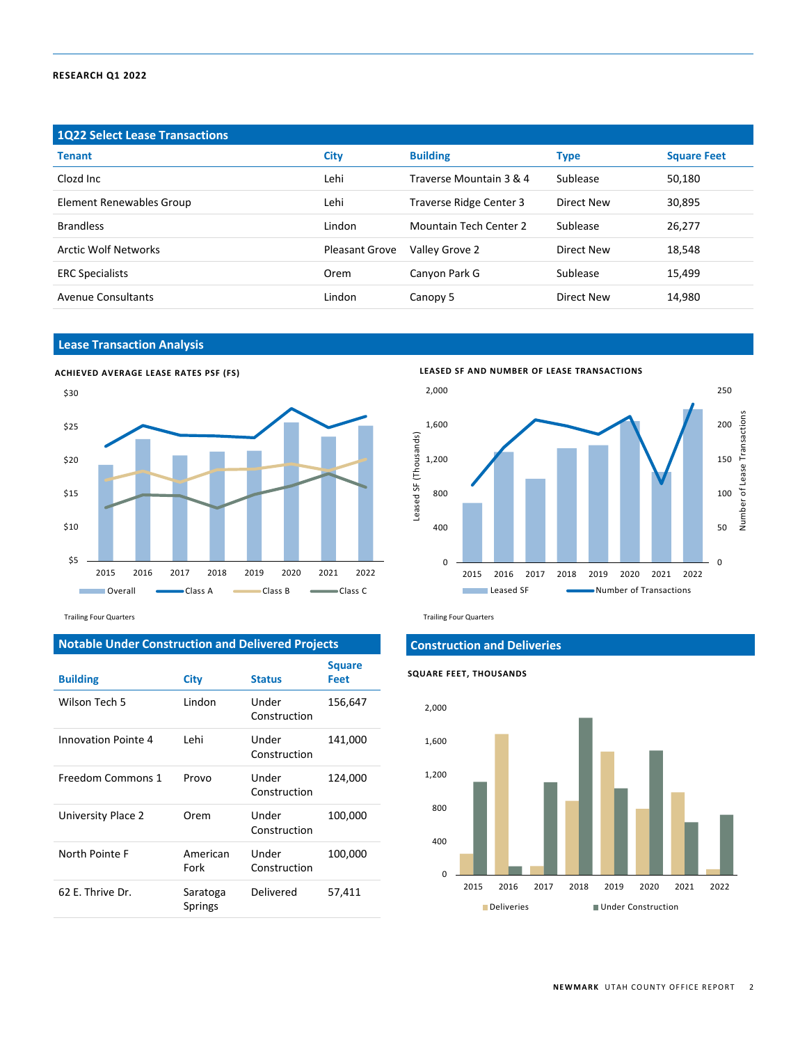RESEARCH Q1 2022

## 1Q22 Select Lease Transactions

| Tenant | City | Building | Type | Square Feet |
|---|---|---|---|---|
| Clozd Inc | Lehi | Traverse Mountain 3 & 4 | Sublease | 50,180 |
| Element Renewables Group | Lehi | Traverse Ridge Center 3 | Direct New | 30,895 |
| Brandless | Lindon | Mountain Tech Center 2 | Sublease | 26,277 |
| Arctic Wolf Networks | Pleasant Grove | Valley Grove 2 | Direct New | 18,548 |
| ERC Specialists | Orem | Canyon Park G | Sublease | 15,499 |
| Avenue Consultants | Lindon | Canopy 5 | Direct New | 14,980 |

## Lease Transaction Analysis

**ACHIEVED AVERAGE LEASE RATES PSF (FS)**

$30
$25
$20
$15
$10
$5
2015 2016 2017 2018 2019 2020 2021 2022
Overall Class A Class B Class C

Trailing Four Quarters

**LEASED SF AND NUMBER OF LEASE TRANSACTIONS**

Leased SF (Thousands)
2,000
1,600
1,200
800
400
0
Number of Lease Transactions
250
200
150
100
50
0
2015 2016 2017 2018 2019 2020 2021 2022
Leased SF Number of Transactions

Trailing Four Quarters

## Notable Under Construction and Delivered Projects

| Building | City | Status | Square Feet |
|---|---|---|---|
| Wilson Tech 5 | Lindon | Under Construction | 156,647 |
| Innovation Pointe 4 | Lehi | Under Construction | 141,000 |
| Freedom Commons 1 | Provo | Under Construction | 124,000 |
| University Place 2 | Orem | Under Construction | 100,000 |
| North Pointe F | American Fork | Under Construction | 100,000 |
| 62 E. Thrive Dr. | Saratoga Springs | Delivered | 57,411 |

## Construction and Deliveries

**SQUARE FEET, THOUSANDS**

2,000
1,600
1,200
800
400
0
2015 2016 2017 2018 2019 2020 2021 2022
Deliveries Under Construction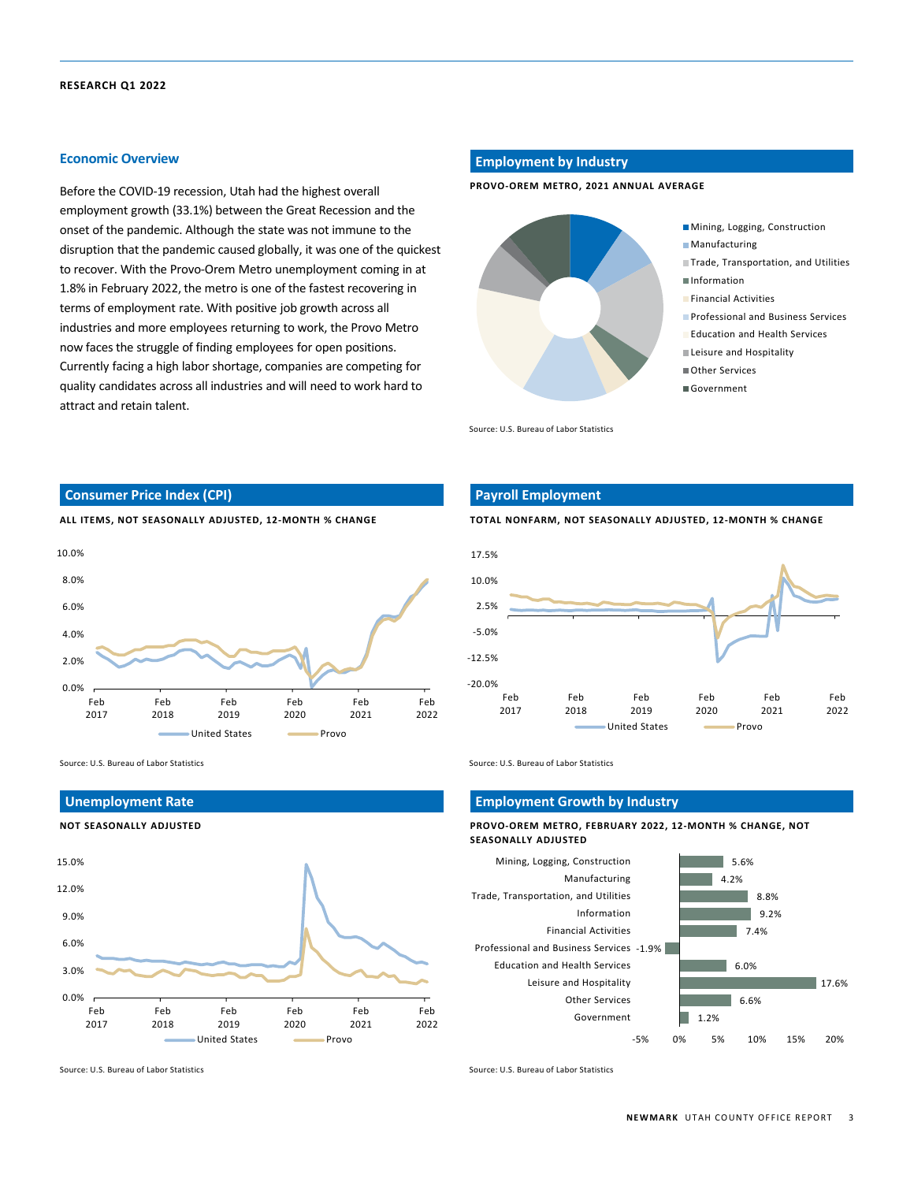## Economic Overview

Before the COVID-19 recession, Utah had the highest overall employment growth (33.1%) between the Great Recession and the onset of the pandemic. Although the state was not immune to the disruption that the pandemic caused globally, it was one of the quickest to recover. With the Provo-Orem Metro unemployment coming in at 1.8% in February 2022, the metro is one of the fastest recovering in terms of employment rate. With positive job growth across all industries and more employees returning to work, the Provo Metro now faces the struggle of finding employees for open positions. Currently facing a high labor shortage, companies are competing for quality candidates across all industries and will need to work hard to attract and retain talent.

## Employment by Industry

**PROVO-OREM METRO, 2021 ANNUAL AVERAGE**

Mining, Logging, Construction
Manufacturing
Trade, Transportation, and Utilities
Information
Financial Activities
Professional and Business Services
Education and Health Services
Leisure and Hospitality
Other Services
Government

Source: U.S. Bureau of Labor Statistics

## Consumer Price Index (CPI)

**ALL ITEMS, NOT SEASONALLY ADJUSTED, 12-MONTH % CHANGE**

10.0%
8.0%
6.0%
4.0%
2.0%
0.0%

Feb 2017
Feb 2018
Feb 2019
Feb 2020
Feb 2021
Feb 2022

United States
Provo

Source: U.S. Bureau of Labor Statistics

## Payroll Employment

**TOTAL NONFARM, NOT SEASONALLY ADJUSTED, 12-MONTH % CHANGE**

17.5%
10.0%
2.5%
-5.0%
-12.5%
-20.0%

Feb 2017
Feb 2018
Feb 2019
Feb 2020
Feb 2021
Feb 2022

United States
Provo

Source: U.S. Bureau of Labor Statistics

## Unemployment Rate

**NOT SEASONALLY ADJUSTED**

15.0%
12.0%
9.0%
6.0%
3.0%
0.0%

Feb 2017
Feb 2018
Feb 2019
Feb 2020
Feb 2021
Feb 2022

United States
Provo

Source: U.S. Bureau of Labor Statistics

## Employment Growth by Industry

**PROVO-OREM METRO, FEBRUARY 2022, 12-MONTH % CHANGE, NOT SEASONALLY ADJUSTED**

Mining, Logging, Construction 5.6%
Manufacturing 4.2%
Trade, Transportation, and Utilities 8.8%
Information 9.2%
Financial Activities 7.4%
Professional and Business Services -1.9%
Education and Health Services 6.0%
Leisure and Hospitality 17.6%
Other Services 6.6%
Government 1.2%

-5%
0%
5%
10%
15%
20%

Source: U.S. Bureau of Labor Statistics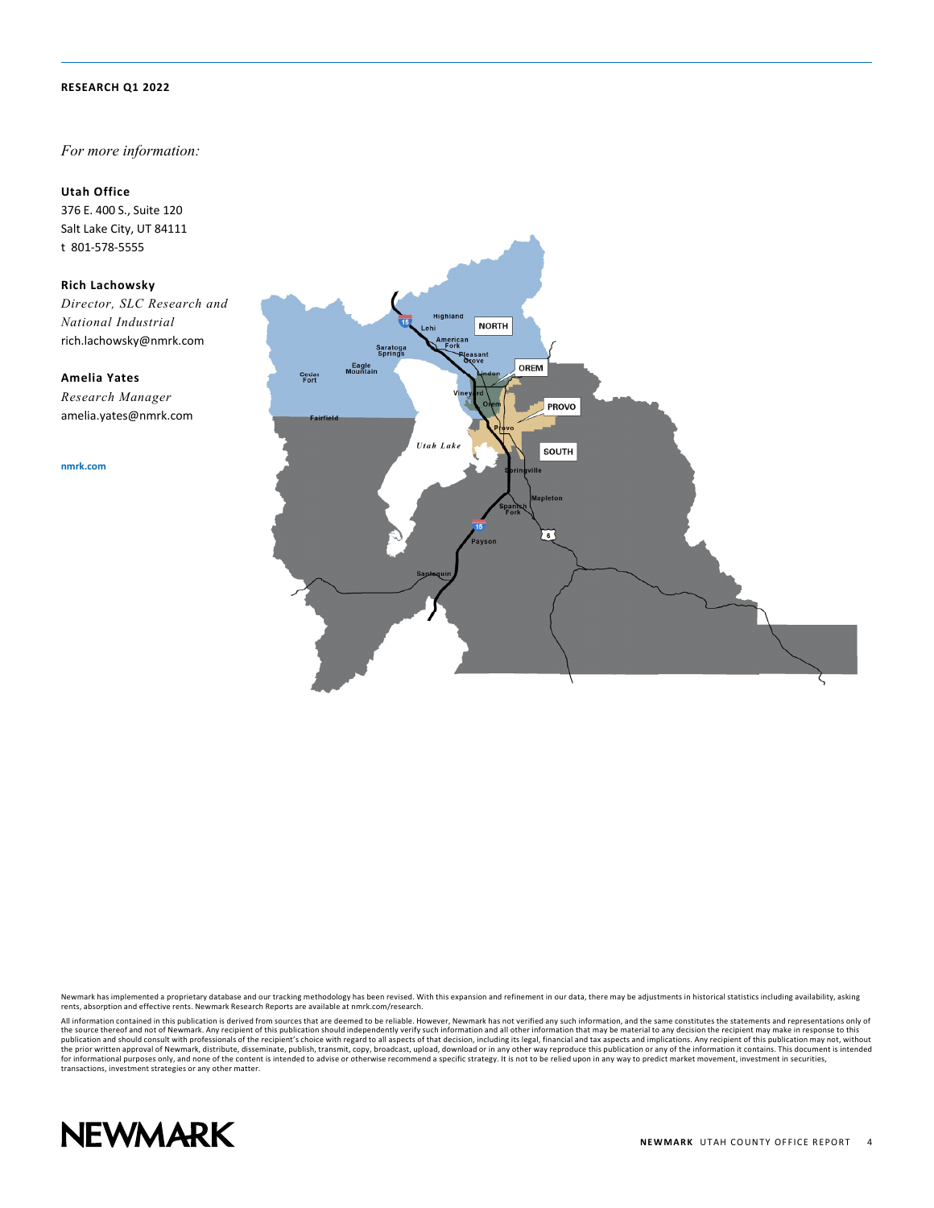**RESEARCH Q1 2022**

*For more information:*

**Utah Office**
376 E. 400 S., Suite 120
Salt Lake City, UT 84111
t 801-578-5555

**Rich Lachowsky**
*Director, SLC Research and National Industrial*
rich.lachowsky@nmrk.com

**Amelia Yates**
*Research Manager*
amelia.yates@nmrk.com

nmrk.com

NORTH
OREM
PROVO
SOUTH
Highland
Lehi
American Fork
Pleasant Grove
Saratoga Springs
Eagle Mountain
Cedar Fort
Fairfield
Lindon
Vineyard
Orem
Provo
Utah Lake
Springville
Mapleton
Spanish Fork
Payson
Santaquin
15
6

Newmark has implemented a proprietary database and our tracking methodology has been revised. With this expansion and refinement in our data, there may be adjustments in historical statistics including availability, asking rents, absorption and effective rents. Newmark Research Reports are available at nmrk.com/research.

All information contained in this publication is derived from sources that are deemed to be reliable. However, Newmark has not verified any such information, and the same constitutes the statements and representations only of the source thereof and not of Newmark. Any recipient of this publication should independently verify such information and all other information that may be material to any decision the recipient may make in response to this publication and should consult with professionals of the recipient's choice with regard to all aspects of that decision, including its legal, financial and tax aspects and implications. Any recipient of this publication may not, without the prior written approval of Newmark, distribute, disseminate, publish, transmit, copy, broadcast, upload, download or in any other way reproduce this publication or any of the information it contains. This document is intended for informational purposes only, and none of the content is intended to advise or otherwise recommend a specific strategy. It is not to be relied upon in any way to predict market movement, investment in securities, transactions, investment strategies or any other matter.

NEWMARK